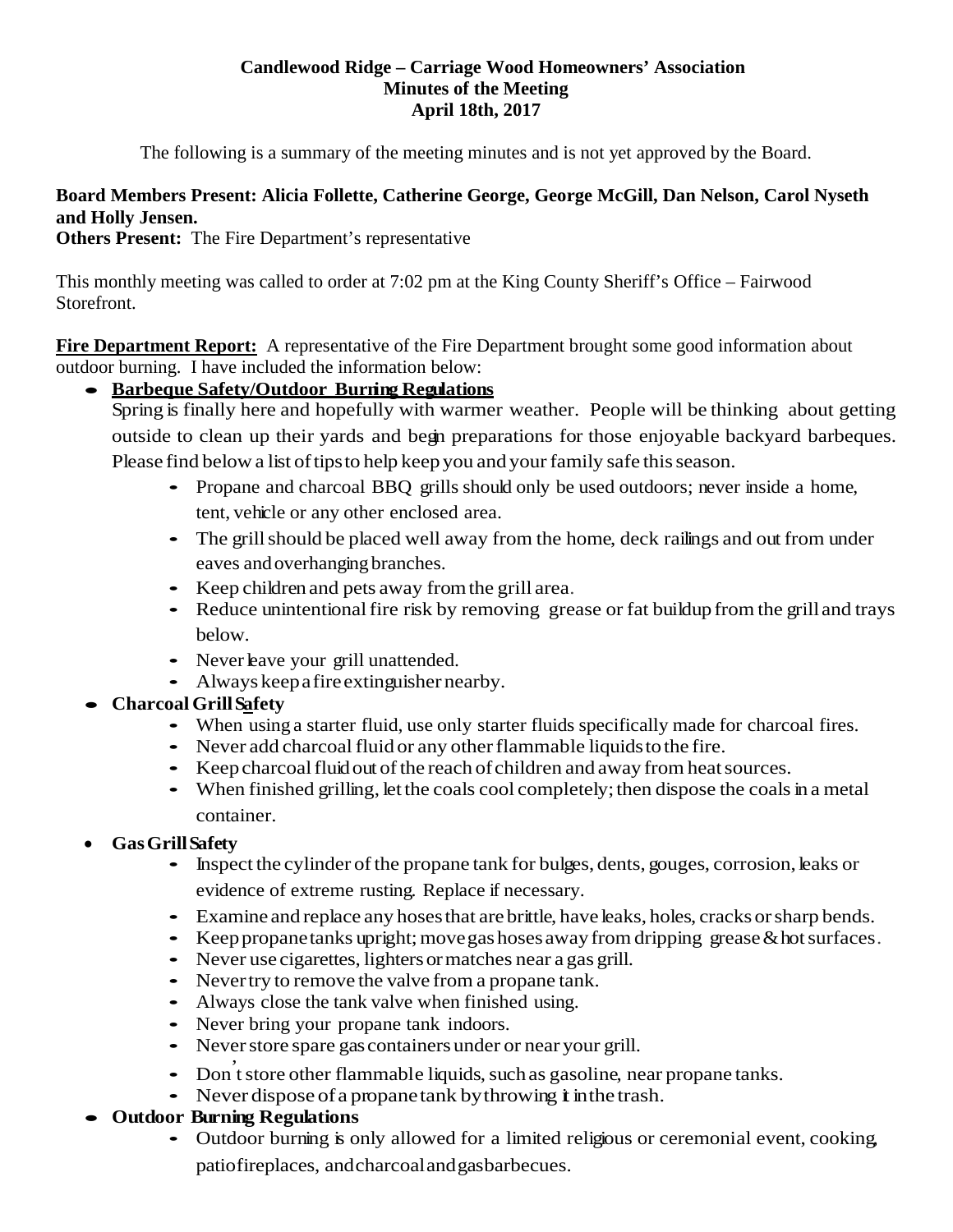**Candlewood Ridge – Carriage Wood Homeowners' Association**
**Minutes of the Meeting**
**April 18th, 2017**

The following is a summary of the meeting minutes and is not yet approved by the Board.

**Board Members Present: Alicia Follette, Catherine George, George McGill, Dan Nelson, Carol Nyseth and Holly Jensen.**

**Others Present:** The Fire Department's representative

This monthly meeting was called to order at 7:02 pm at the King County Sheriff's Office – Fairwood Storefront.

**<u>Fire Department Report:</u>** A representative of the Fire Department brought some good information about outdoor burning. I have included the information below:

- **<u>Barbeque Safety/Outdoor Burning Regulations</u>**
  Spring is finally here and hopefully with warmer weather. People will be thinking about getting outside to clean up their yards and begin preparations for those enjoyable backyard barbeques. Please find below a list of tips to help keep you and your family safe this season.
  - Propane and charcoal BBQ grills should only be used outdoors; never inside a home, tent, vehicle or any other enclosed area.
  - The grill should be placed well away from the home, deck railings and out from under eaves and overhanging branches.
  - Keep children and pets away from the grill area.
  - Reduce unintentional fire risk by removing grease or fat buildup from the grill and trays below.
  - Never leave your grill unattended.
  - Always keep a fire extinguisher nearby.
- **Charcoal Grill <u>S</u>afety**
  - When using a starter fluid, use only starter fluids specifically made for charcoal fires.
  - Never add charcoal fluid or any other flammable liquids to the fire.
  - Keep charcoal fluid out of the reach of children and away from heat sources.
  - When finished grilling, let the coals cool completely; then dispose the coals in a metal container.
- **Gas Grill Safety**
  - Inspect the cylinder of the propane tank for bulges, dents, gouges, corrosion, leaks or evidence of extreme rusting. Replace if necessary.
  - Examine and replace any hoses that are brittle, have leaks, holes, cracks or sharp bends.
  - Keep propane tanks upright; move gas hoses away from dripping grease & hot surfaces.
  - Never use cigarettes, lighters or matches near a gas grill.
  - Never try to remove the valve from a propane tank.
  - Always close the tank valve when finished using.
  - Never bring your propane tank indoors.
  - Never store spare gas containers under or near your grill.
  - Don't store other flammable liquids, such as gasoline, near propane tanks.
  - Never dispose of a propane tank by throwing it in the trash.
- **Outdoor Burning Regulations**
  - Outdoor burning is only allowed for a limited religious or ceremonial event, cooking, patio fireplaces, and charcoal and gas barbecues.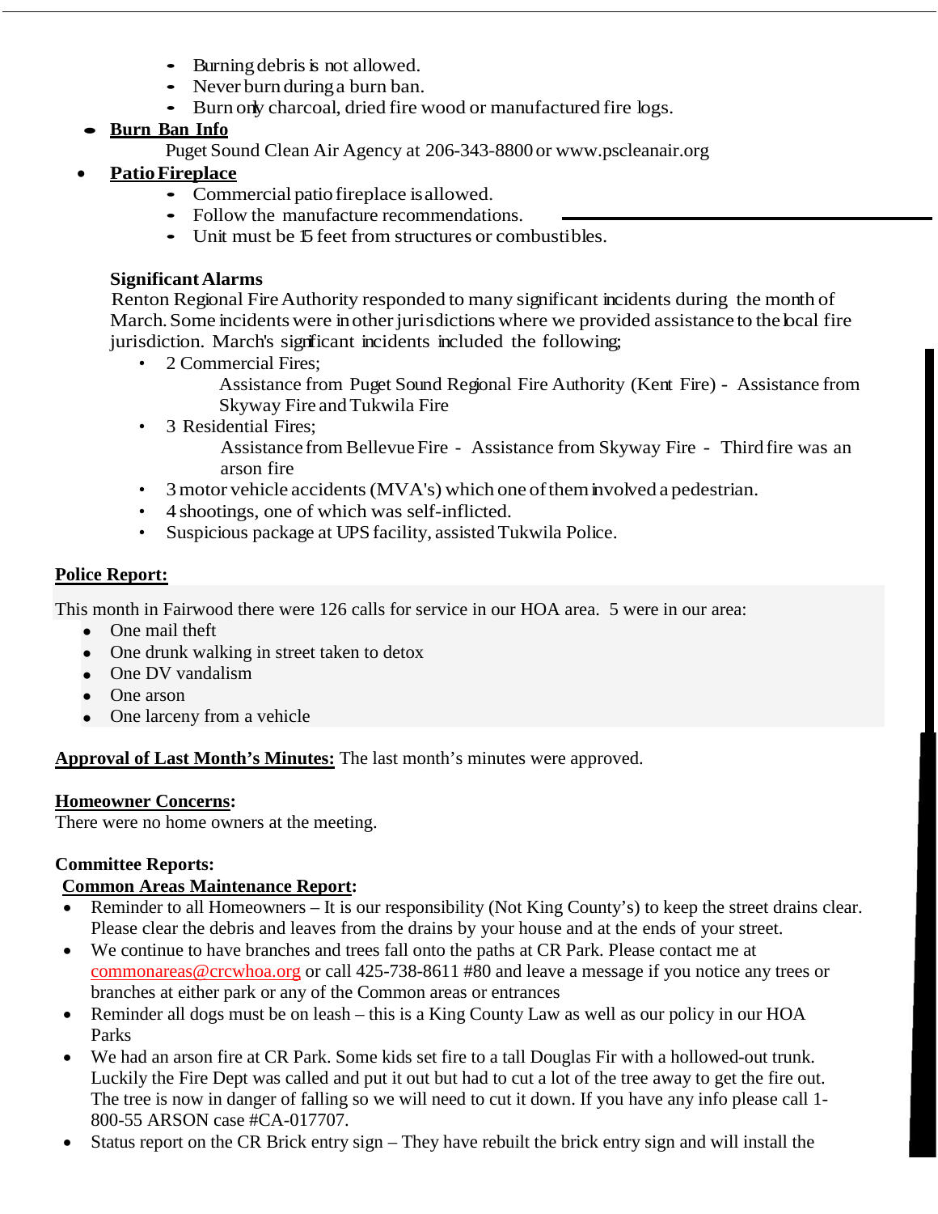- Burning debris is not allowed.
- Never burn during a burn ban.
- Burn only charcoal, dried fire wood or manufactured fire logs.

- **Burn Ban Info**

  Puget Sound Clean Air Agency at 206-343-8800 or www.pscleanair.org

- **Patio Fireplace**
  - Commercial patio fireplace is allowed.
  - Follow the manufacture recommendations.
  - Unit must be 15 feet from structures or combustibles.

**Significant Alarms**

Renton Regional Fire Authority responded to many significant incidents during the month of March. Some incidents were in other jurisdictions where we provided assistance to the local fire jurisdiction. March's significant incidents included the following;

- 2 Commercial Fires;

  Assistance from Puget Sound Regional Fire Authority (Kent Fire) - Assistance from Skyway Fire and Tukwila Fire

- 3 Residential Fires;

  Assistance from Bellevue Fire - Assistance from Skyway Fire - Third fire was an arson fire

- 3 motor vehicle accidents (MVA's) which one of them involved a pedestrian.
- 4 shootings, one of which was self-inflicted.
- Suspicious package at UPS facility, assisted Tukwila Police.

**Police Report:**

This month in Fairwood there were 126 calls for service in our HOA area. 5 were in our area:

- One mail theft
- One drunk walking in street taken to detox
- One DV vandalism
- One arson
- One larceny from a vehicle

**Approval of Last Month's Minutes:** The last month's minutes were approved.

**Homeowner Concerns:**

There were no home owners at the meeting.

**Committee Reports:**

**Common Areas Maintenance Report:**

- Reminder to all Homeowners – It is our responsibility (Not King County's) to keep the street drains clear. Please clear the debris and leaves from the drains by your house and at the ends of your street.
- We continue to have branches and trees fall onto the paths at CR Park. Please contact me at commonareas@crcwhoa.org or call 425-738-8611 #80 and leave a message if you notice any trees or branches at either park or any of the Common areas or entrances
- Reminder all dogs must be on leash – this is a King County Law as well as our policy in our HOA Parks
- We had an arson fire at CR Park. Some kids set fire to a tall Douglas Fir with a hollowed-out trunk. Luckily the Fire Dept was called and put it out but had to cut a lot of the tree away to get the fire out. The tree is now in danger of falling so we will need to cut it down. If you have any info please call 1-800-55 ARSON case #CA-017707.
- Status report on the CR Brick entry sign – They have rebuilt the brick entry sign and will install the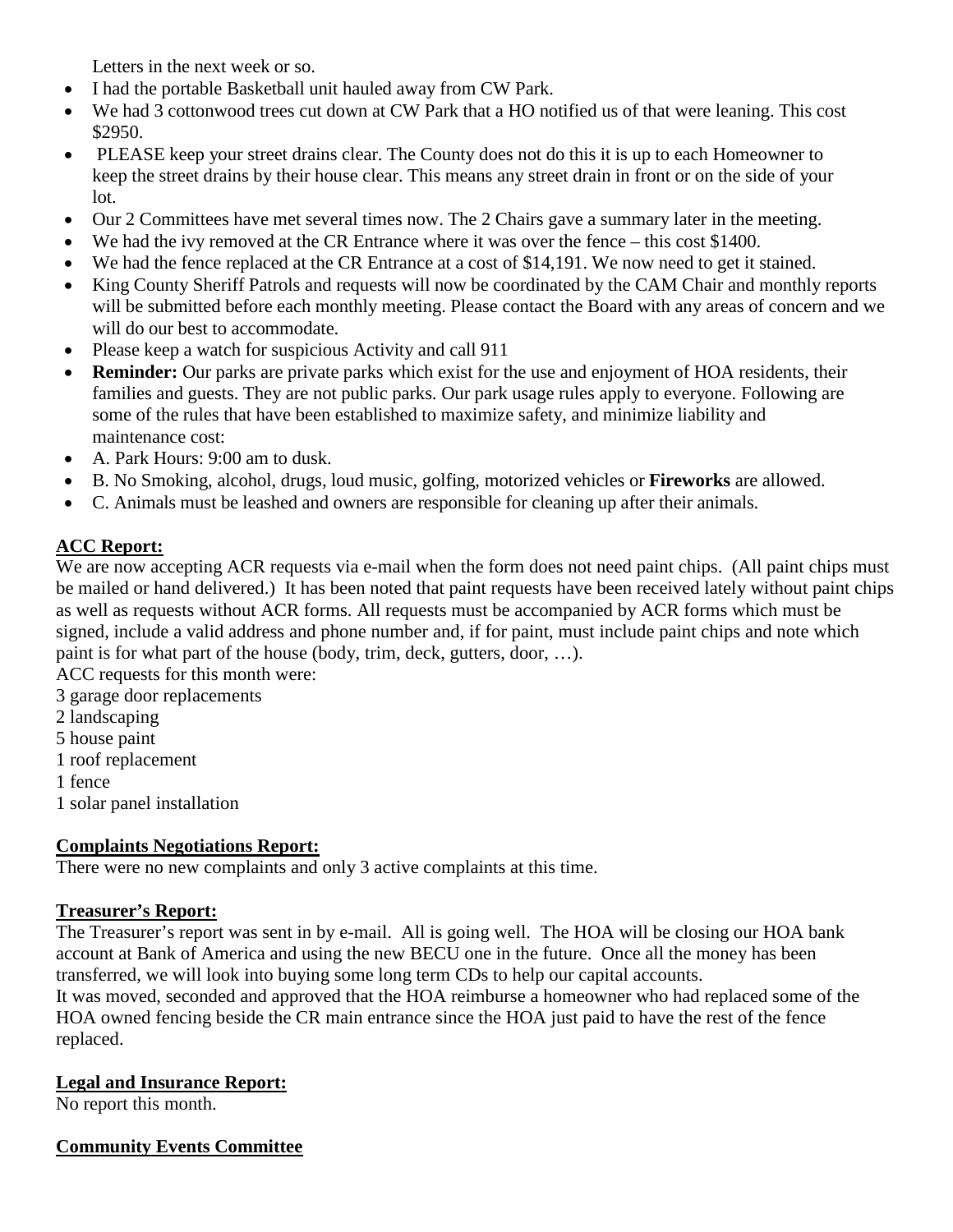Letters in the next week or so.

- I had the portable Basketball unit hauled away from CW Park.
- We had 3 cottonwood trees cut down at CW Park that a HO notified us of that were leaning. This cost $2950.
- PLEASE keep your street drains clear. The County does not do this it is up to each Homeowner to keep the street drains by their house clear. This means any street drain in front or on the side of your lot.
- Our 2 Committees have met several times now. The 2 Chairs gave a summary later in the meeting.
- We had the ivy removed at the CR Entrance where it was over the fence – this cost $1400.
- We had the fence replaced at the CR Entrance at a cost of $14,191. We now need to get it stained.
- King County Sheriff Patrols and requests will now be coordinated by the CAM Chair and monthly reports will be submitted before each monthly meeting. Please contact the Board with any areas of concern and we will do our best to accommodate.
- Please keep a watch for suspicious Activity and call 911
- **Reminder:** Our parks are private parks which exist for the use and enjoyment of HOA residents, their families and guests. They are not public parks. Our park usage rules apply to everyone. Following are some of the rules that have been established to maximize safety, and minimize liability and maintenance cost:
- A. Park Hours: 9:00 am to dusk.
- B. No Smoking, alcohol, drugs, loud music, golfing, motorized vehicles or **Fireworks** are allowed.
- C. Animals must be leashed and owners are responsible for cleaning up after their animals.

**ACC Report:**

We are now accepting ACR requests via e-mail when the form does not need paint chips. (All paint chips must be mailed or hand delivered.) It has been noted that paint requests have been received lately without paint chips as well as requests without ACR forms. All requests must be accompanied by ACR forms which must be signed, include a valid address and phone number and, if for paint, must include paint chips and note which paint is for what part of the house (body, trim, deck, gutters, door, …).

ACC requests for this month were:
3 garage door replacements
2 landscaping
5 house paint
1 roof replacement
1 fence
1 solar panel installation

**Complaints Negotiations Report:**

There were no new complaints and only 3 active complaints at this time.

**Treasurer's Report:**

The Treasurer's report was sent in by e-mail. All is going well. The HOA will be closing our HOA bank account at Bank of America and using the new BECU one in the future. Once all the money has been transferred, we will look into buying some long term CDs to help our capital accounts.
It was moved, seconded and approved that the HOA reimburse a homeowner who had replaced some of the HOA owned fencing beside the CR main entrance since the HOA just paid to have the rest of the fence replaced.

**Legal and Insurance Report:**

No report this month.

**Community Events Committee**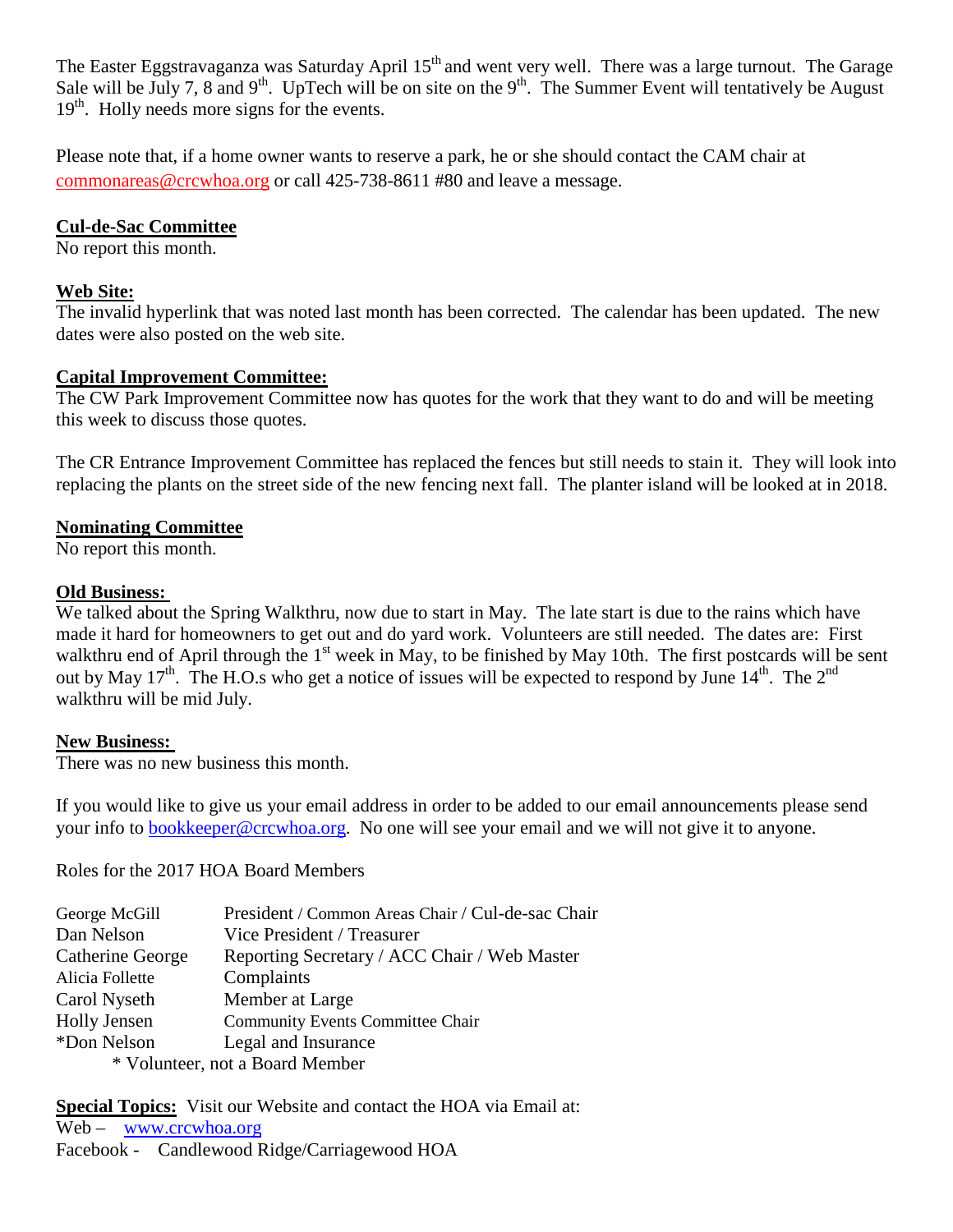The Easter Eggstravaganza was Saturday April 15th and went very well. There was a large turnout. The Garage Sale will be July 7, 8 and 9th. UpTech will be on site on the 9th. The Summer Event will tentatively be August 19th. Holly needs more signs for the events.

Please note that, if a home owner wants to reserve a park, he or she should contact the CAM chair at commonareas@crcwhoa.org or call 425-738-8611 #80 and leave a message.

**Cul-de-Sac Committee**

No report this month.

**Web Site:**

The invalid hyperlink that was noted last month has been corrected. The calendar has been updated. The new dates were also posted on the web site.

**Capital Improvement Committee:**

The CW Park Improvement Committee now has quotes for the work that they want to do and will be meeting this week to discuss those quotes.

The CR Entrance Improvement Committee has replaced the fences but still needs to stain it. They will look into replacing the plants on the street side of the new fencing next fall. The planter island will be looked at in 2018.

**Nominating Committee**

No report this month.

**Old Business:**

We talked about the Spring Walkthru, now due to start in May. The late start is due to the rains which have made it hard for homeowners to get out and do yard work. Volunteers are still needed. The dates are: First walkthru end of April through the 1st week in May, to be finished by May 10th. The first postcards will be sent out by May 17th. The H.O.s who get a notice of issues will be expected to respond by June 14th. The 2nd walkthru will be mid July.

**New Business:**

There was no new business this month.

If you would like to give us your email address in order to be added to our email announcements please send your info to bookkeeper@crcwhoa.org. No one will see your email and we will not give it to anyone.

Roles for the 2017 HOA Board Members

| | |
|---|---|
| George McGill | President / Common Areas Chair / Cul-de-sac Chair |
| Dan Nelson | Vice President / Treasurer |
| Catherine George | Reporting Secretary / ACC Chair / Web Master |
| Alicia Follette | Complaints |
| Carol Nyseth | Member at Large |
| Holly Jensen | Community Events Committee Chair |
| *Don Nelson | Legal and Insurance |

\* Volunteer, not a Board Member

**Special Topics:** Visit our Website and contact the HOA via Email at:

Web – www.crcwhoa.org

Facebook - Candlewood Ridge/Carriagewood HOA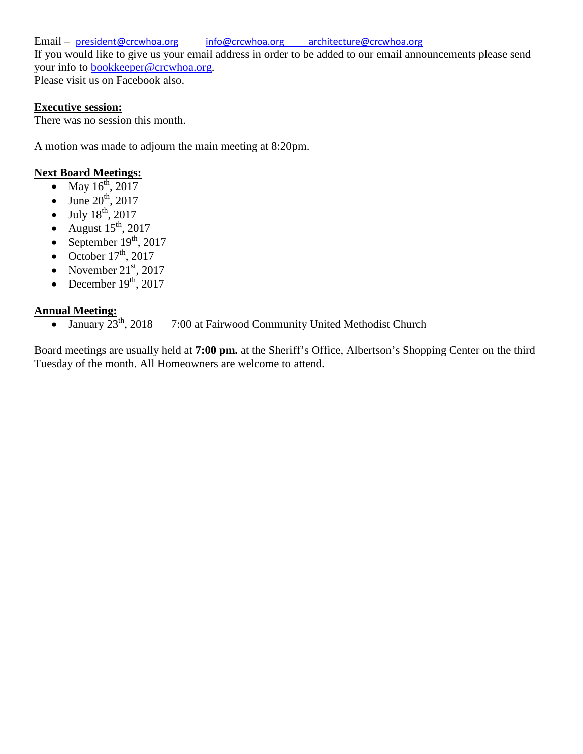Email – president@crcwhoa.org info@crcwhoa.org architecture@crcwhoa.org
If you would like to give us your email address in order to be added to our email announcements please send your info to bookkeeper@crcwhoa.org.
Please visit us on Facebook also.

**Executive session:**
There was no session this month.

A motion was made to adjourn the main meeting at 8:20pm.

**Next Board Meetings:**

- May 16th, 2017
- June 20th, 2017
- July 18th, 2017
- August 15th, 2017
- September 19th, 2017
- October 17th, 2017
- November 21st, 2017
- December 19th, 2017

**Annual Meeting:**

- January 23th, 2018 7:00 at Fairwood Community United Methodist Church

Board meetings are usually held at **7:00 pm.** at the Sheriff's Office, Albertson's Shopping Center on the third Tuesday of the month. All Homeowners are welcome to attend.